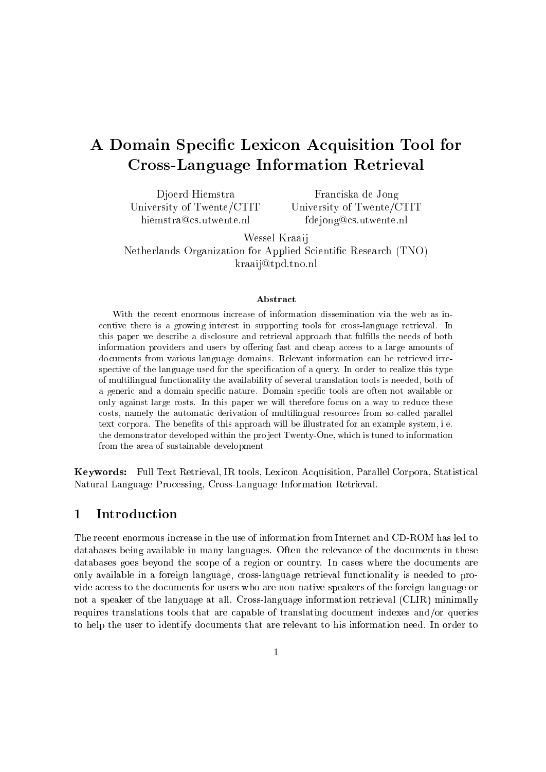# A Domain Specific Lexicon Acquisition Tool for Cross-Language Information Retrieval

Djoerd Hiemstra
University of Twente/CTIT
hiemstra@cs.utwente.nl

Franciska de Jong
University of Twente/CTIT
fdejong@cs.utwente.nl

Wessel Kraaij
Netherlands Organization for Applied Scientific Research (TNO)
kraaij@tpd.tno.nl

**Abstract**

With the recent enormous increase of information dissemination via the web as incentive there is a growing interest in supporting tools for cross-language retrieval. In this paper we describe a disclosure and retrieval approach that fulfills the needs of both information providers and users by offering fast and cheap access to a large amounts of documents from various language domains. Relevant information can be retrieved irrespective of the language used for the specification of a query. In order to realize this type of multilingual functionality the availability of several translation tools is needed, both of a generic and a domain specific nature. Domain specific tools are often not available or only against large costs. In this paper we will therefore focus on a way to reduce these costs, namely the automatic derivation of multilingual resources from so-called parallel text corpora. The benefits of this approach will be illustrated for an example system, i.e. the demonstrator developed within the project Twenty-One, which is tuned to information from the area of sustainable development.

**Keywords:** Full Text Retrieval, IR tools, Lexicon Acquisition, Parallel Corpora, Statistical Natural Language Processing, Cross-Language Information Retrieval.

## 1 Introduction

The recent enormous increase in the use of information from Internet and CD-ROM has led to databases being available in many languages. Often the relevance of the documents in these databases goes beyond the scope of a region or country. In cases where the documents are only available in a foreign language, cross-language retrieval functionality is needed to provide access to the documents for users who are non-native speakers of the foreign language or not a speaker of the language at all. Cross-language information retrieval (CLIR) minimally requires translations tools that are capable of translating document indexes and/or queries to help the user to identify documents that are relevant to his information need. In order to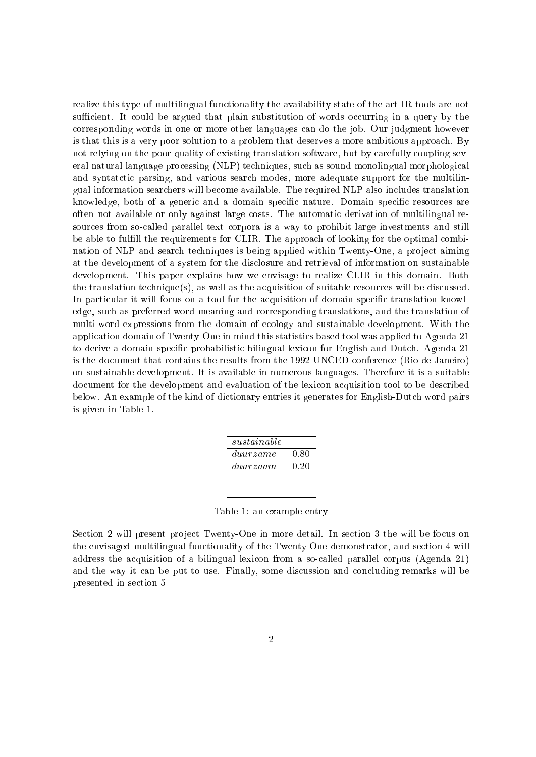realize this type of multilingual functionality the availability state-of the-art IR-tools are not sufficient. It could be argued that plain substitution of words occurring in a query by the corresponding words in one or more other languages can do the job. Our judgment however is that this is a very poor solution to a problem that deserves a more ambitious approach. By not relying on the poor quality of existing translation software, but by carefully coupling several natural language processing (NLP) techniques, such as sound monolingual morphological and syntatctic parsing, and various search modes, more adequate support for the multilingual information searchers will become available. The required NLP also includes translation knowledge, both of a generic and a domain specific nature. Domain specific resources are often not available or only against large costs. The automatic derivation of multilingual resources from so-called parallel text corpora is a way to prohibit large investments and still be able to fulfill the requirements for CLIR. The approach of looking for the optimal combination of NLP and search techniques is being applied within Twenty-One, a project aiming at the development of a system for the disclosure and retrieval of information on sustainable development. This paper explains how we envisage to realize CLIR in this domain. Both the translation technique(s), as well as the acquisition of suitable resources will be discussed. In particular it will focus on a tool for the acquisition of domain-specific translation knowledge, such as preferred word meaning and corresponding translations, and the translation of multi-word expressions from the domain of ecology and sustainable development. With the application domain of Twenty-One in mind this statistics based tool was applied to Agenda 21 to derive a domain specific probabilistic bilingual lexicon for English and Dutch. Agenda 21 is the document that contains the results from the 1992 UNCED conference (Rio de Janeiro) on sustainable development. It is available in numerous languages. Therefore it is a suitable document for the development and evaluation of the lexicon acquisition tool to be described below. An example of the kind of dictionary entries it generates for English-Dutch word pairs is given in Table 1.

| *sustainable* | |
|---|---|
| *duurzame* | 0.80 |
| *duurzaam* | 0.20 |

Table 1: an example entry

Section 2 will present project Twenty-One in more detail. In section 3 the will be focus on the envisaged multilingual functionality of the Twenty-One demonstrator, and section 4 will address the acquisition of a bilingual lexicon from a so-called parallel corpus (Agenda 21) and the way it can be put to use. Finally, some discussion and concluding remarks will be presented in section 5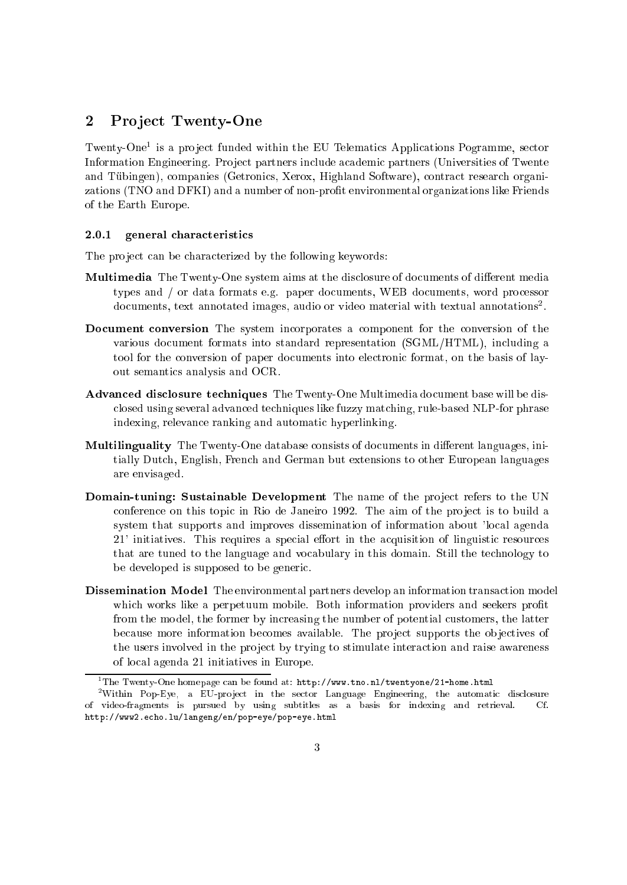## 2 Project Twenty-One

Twenty-One[1] is a project funded within the EU Telematics Applications Pogramme, sector Information Engineering. Project partners include academic partners (Universities of Twente and Tübingen), companies (Getronics, Xerox, Highland Software), contract research organizations (TNO and DFKI) and a number of non-profit environmental organizations like Friends of the Earth Europe.

#### 2.0.1 general characteristics

The project can be characterized by the following keywords:

**Multimedia** The Twenty-One system aims at the disclosure of documents of different media types and / or data formats e.g. paper documents, WEB documents, word processor documents, text annotated images, audio or video material with textual annotations[2].

**Document conversion** The system incorporates a component for the conversion of the various document formats into standard representation (SGML/HTML), including a tool for the conversion of paper documents into electronic format, on the basis of layout semantics analysis and OCR.

**Advanced disclosure techniques** The Twenty-One Multimedia document base will be disclosed using several advanced techniques like fuzzy matching, rule-based NLP-for phrase indexing, relevance ranking and automatic hyperlinking.

**Multilinguality** The Twenty-One database consists of documents in different languages, initially Dutch, English, French and German but extensions to other European languages are envisaged.

**Domain-tuning: Sustainable Development** The name of the project refers to the UN conference on this topic in Rio de Janeiro 1992. The aim of the project is to build a system that supports and improves dissemination of information about 'local agenda 21' initiatives. This requires a special effort in the acquisition of linguistic resources that are tuned to the language and vocabulary in this domain. Still the technology to be developed is supposed to be generic.

**Dissemination Model** The environmental partners develop an information transaction model which works like a perpetuum mobile. Both information providers and seekers profit from the model, the former by increasing the number of potential customers, the latter because more information becomes available. The project supports the objectives of the users involved in the project by trying to stimulate interaction and raise awareness of local agenda 21 initiatives in Europe.

---

[1] The Twenty-One homepage can be found at: `http://www.tno.nl/twentyone/21-home.html`

[2] Within Pop-Eye, a EU-project in the sector Language Engineering, the automatic disclosure of video-fragments is pursued by using subtitles as a basis for indexing and retrieval. Cf. `http://www2.echo.lu/langeng/en/pop-eye/pop-eye.html`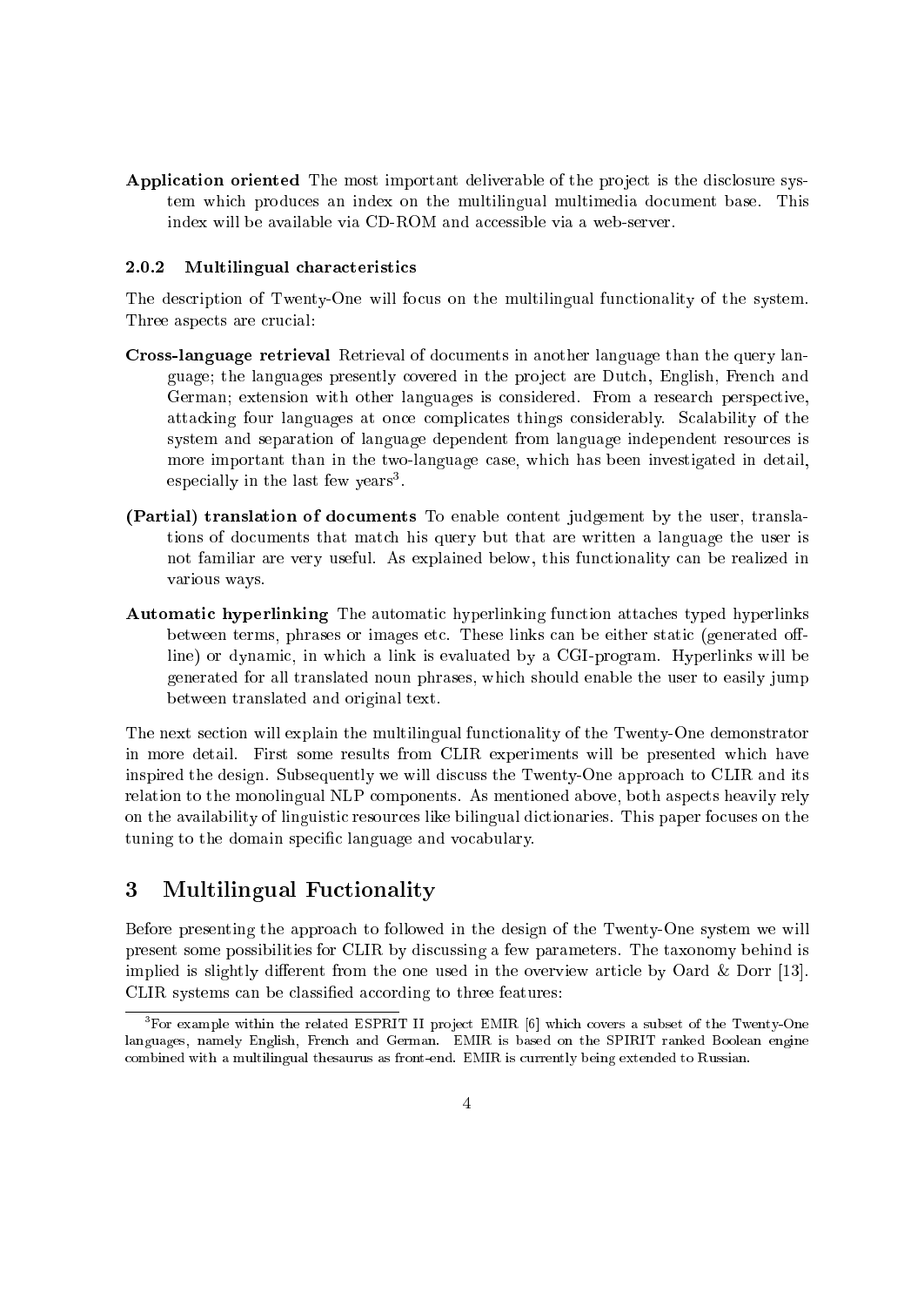**Application oriented** The most important deliverable of the project is the disclosure system which produces an index on the multilingual multimedia document base. This index will be available via CD-ROM and accessible via a web-server.

### 2.0.2 Multilingual characteristics

The description of Twenty-One will focus on the multilingual functionality of the system. Three aspects are crucial:

**Cross-language retrieval** Retrieval of documents in another language than the query language; the languages presently covered in the project are Dutch, English, French and German; extension with other languages is considered. From a research perspective, attacking four languages at once complicates things considerably. Scalability of the system and separation of language dependent from language independent resources is more important than in the two-language case, which has been investigated in detail, especially in the last few years[3].

**(Partial) translation of documents** To enable content judgement by the user, translations of documents that match his query but that are written a language the user is not familiar are very useful. As explained below, this functionality can be realized in various ways.

**Automatic hyperlinking** The automatic hyperlinking function attaches typed hyperlinks between terms, phrases or images etc. These links can be either static (generated off-line) or dynamic, in which a link is evaluated by a CGI-program. Hyperlinks will be generated for all translated noun phrases, which should enable the user to easily jump between translated and original text.

The next section will explain the multilingual functionality of the Twenty-One demonstrator in more detail. First some results from CLIR experiments will be presented which have inspired the design. Subsequently we will discuss the Twenty-One approach to CLIR and its relation to the monolingual NLP components. As mentioned above, both aspects heavily rely on the availability of linguistic resources like bilingual dictionaries. This paper focuses on the tuning to the domain specific language and vocabulary.

## 3 Multilingual Fuctionality

Before presenting the approach to followed in the design of the Twenty-One system we will present some possibilities for CLIR by discussing a few parameters. The taxonomy behind is implied is slightly different from the one used in the overview article by Oard & Dorr [13]. CLIR systems can be classified according to three features:

---

[3] For example within the related ESPRIT II project EMIR [6] which covers a subset of the Twenty-One languages, namely English, French and German. EMIR is based on the SPIRIT ranked Boolean engine combined with a multilingual thesaurus as front-end. EMIR is currently being extended to Russian.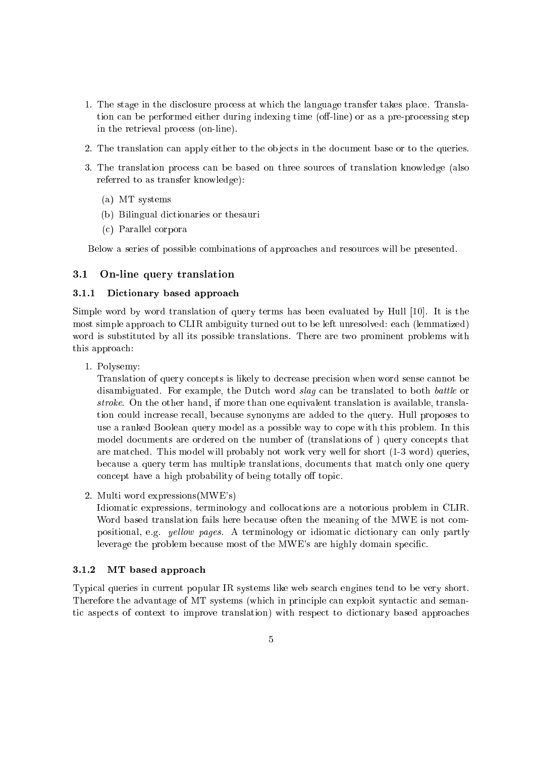1. The stage in the disclosure process at which the language transfer takes place. Translation can be performed either during indexing time (off-line) or as a pre-processing step in the retrieval process (on-line).
2. The translation can apply either to the objects in the document base or to the queries.
3. The translation process can be based on three sources of translation knowledge (also referred to as transfer knowledge):
   (a) MT systems
   (b) Bilingual dictionaries or thesauri
   (c) Parallel corpora

Below a series of possible combinations of approaches and resources will be presented.

## 3.1 On-line query translation

### 3.1.1 Dictionary based approach

Simple word by word translation of query terms has been evaluated by Hull [10]. It is the most simple approach to CLIR ambiguity turned out to be left unresolved: each (lemmatized) word is substituted by all its possible translations. There are two prominent problems with this approach:

1. Polysemy:
   Translation of query concepts is likely to decrease precision when word sense cannot be disambiguated. For example, the Dutch word *slag* can be translated to both *battle* or *stroke*. On the other hand, if more than one equivalent translation is available, translation could increase recall, because synonyms are added to the query. Hull proposes to use a ranked Boolean query model as a possible way to cope with this problem. In this model documents are ordered on the number of (translations of ) query concepts that are matched. This model will probably not work very well for short (1-3 word) queries, because a query term has multiple translations, documents that match only one query concept have a high probability of being totally off topic.
2. Multi word expressions(MWE's)
   Idiomatic expressions, terminology and collocations are a notorious problem in CLIR. Word based translation fails here because often the meaning of the MWE is not compositional, e.g. *yellow pages*. A terminology or idiomatic dictionary can only partly leverage the problem because most of the MWE's are highly domain specific.

### 3.1.2 MT based approach

Typical queries in current popular IR systems like web search engines tend to be very short. Therefore the advantage of MT systems (which in principle can exploit syntactic and semantic aspects of context to improve translation) with respect to dictionary based approaches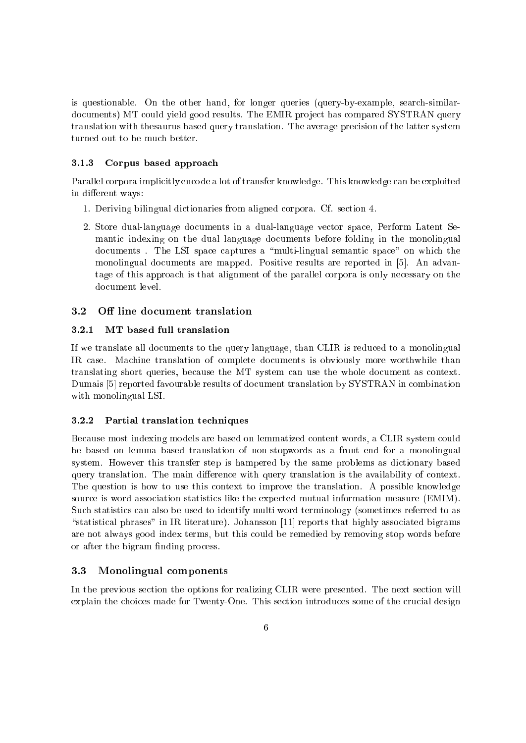is questionable. On the other hand, for longer queries (query-by-example, search-similar-documents) MT could yield good results. The EMIR project has compared SYSTRAN query translation with thesaurus based query translation. The average precision of the latter system turned out to be much better.

#### 3.1.3 Corpus based approach

Parallel corpora implicitly encode a lot of transfer knowledge. This knowledge can be exploited in different ways:

1. Deriving bilingual dictionaries from aligned corpora. Cf. section 4.
2. Store dual-language documents in a dual-language vector space, Perform Latent Semantic indexing on the dual language documents before folding in the monolingual documents . The LSI space captures a "multi-lingual semantic space" on which the monolingual documents are mapped. Positive results are reported in [5]. An advantage of this approach is that alignment of the parallel corpora is only necessary on the document level.

### 3.2 Off line document translation

#### 3.2.1 MT based full translation

If we translate all documents to the query language, than CLIR is reduced to a monolingual IR case. Machine translation of complete documents is obviously more worthwhile than translating short queries, because the MT system can use the whole document as context. Dumais [5] reported favourable results of document translation by SYSTRAN in combination with monolingual LSI.

#### 3.2.2 Partial translation techniques

Because most indexing models are based on lemmatized content words, a CLIR system could be based on lemma based translation of non-stopwords as a front end for a monolingual system. However this transfer step is hampered by the same problems as dictionary based query translation. The main difference with query translation is the availability of context. The question is how to use this context to improve the translation. A possible knowledge source is word association statistics like the expected mutual information measure (EMIM). Such statistics can also be used to identify multi word terminology (sometimes referred to as "statistical phrases" in IR literature). Johansson [11] reports that highly associated bigrams are not always good index terms, but this could be remedied by removing stop words before or after the bigram finding process.

### 3.3 Monolingual components

In the previous section the options for realizing CLIR were presented. The next section will explain the choices made for Twenty-One. This section introduces some of the crucial design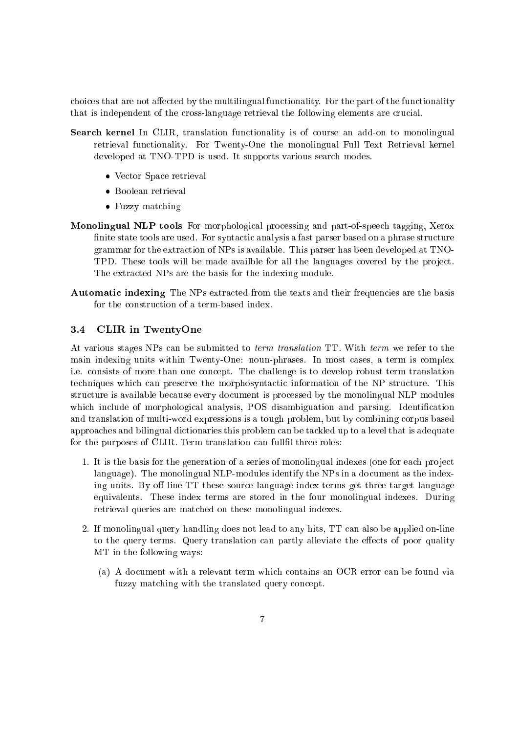choices that are not affected by the multilingual functionality. For the part of the functionality that is independent of the cross-language retrieval the following elements are crucial.

**Search kernel** In CLIR, translation functionality is of course an add-on to monolingual retrieval functionality. For Twenty-One the monolingual Full Text Retrieval kernel developed at TNO-TPD is used. It supports various search modes.

- Vector Space retrieval
- Boolean retrieval
- Fuzzy matching

**Monolingual NLP tools** For morphological processing and part-of-speech tagging, Xerox finite state tools are used. For syntactic analysis a fast parser based on a phrase structure grammar for the extraction of NPs is available. This parser has been developed at TNO-TPD. These tools will be made availble for all the languages covered by the project. The extracted NPs are the basis for the indexing module.

**Automatic indexing** The NPs extracted from the texts and their frequencies are the basis for the construction of a term-based index.

### 3.4 CLIR in TwentyOne

At various stages NPs can be submitted to *term translation* TT. With *term* we refer to the main indexing units within Twenty-One: noun-phrases. In most cases, a term is complex i.e. consists of more than one concept. The challenge is to develop robust term translation techniques which can preserve the morphosyntactic information of the NP structure. This structure is available because every document is processed by the monolingual NLP modules which include of morphological analysis, POS disambiguation and parsing. Identification and translation of multi-word expressions is a tough problem, but by combining corpus based approaches and bilingual dictionaries this problem can be tackled up to a level that is adequate for the purposes of CLIR. Term translation can fullfil three roles:

1. It is the basis for the generation of a series of monolingual indexes (one for each project language). The monolingual NLP-modules identify the NPs in a document as the indexing units. By off line TT these source language index terms get three target language equivalents. These index terms are stored in the four monolingual indexes. During retrieval queries are matched on these monolingual indexes.

2. If monolingual query handling does not lead to any hits, TT can also be applied on-line to the query terms. Query translation can partly alleviate the effects of poor quality MT in the following ways:

   (a) A document with a relevant term which contains an OCR error can be found via fuzzy matching with the translated query concept.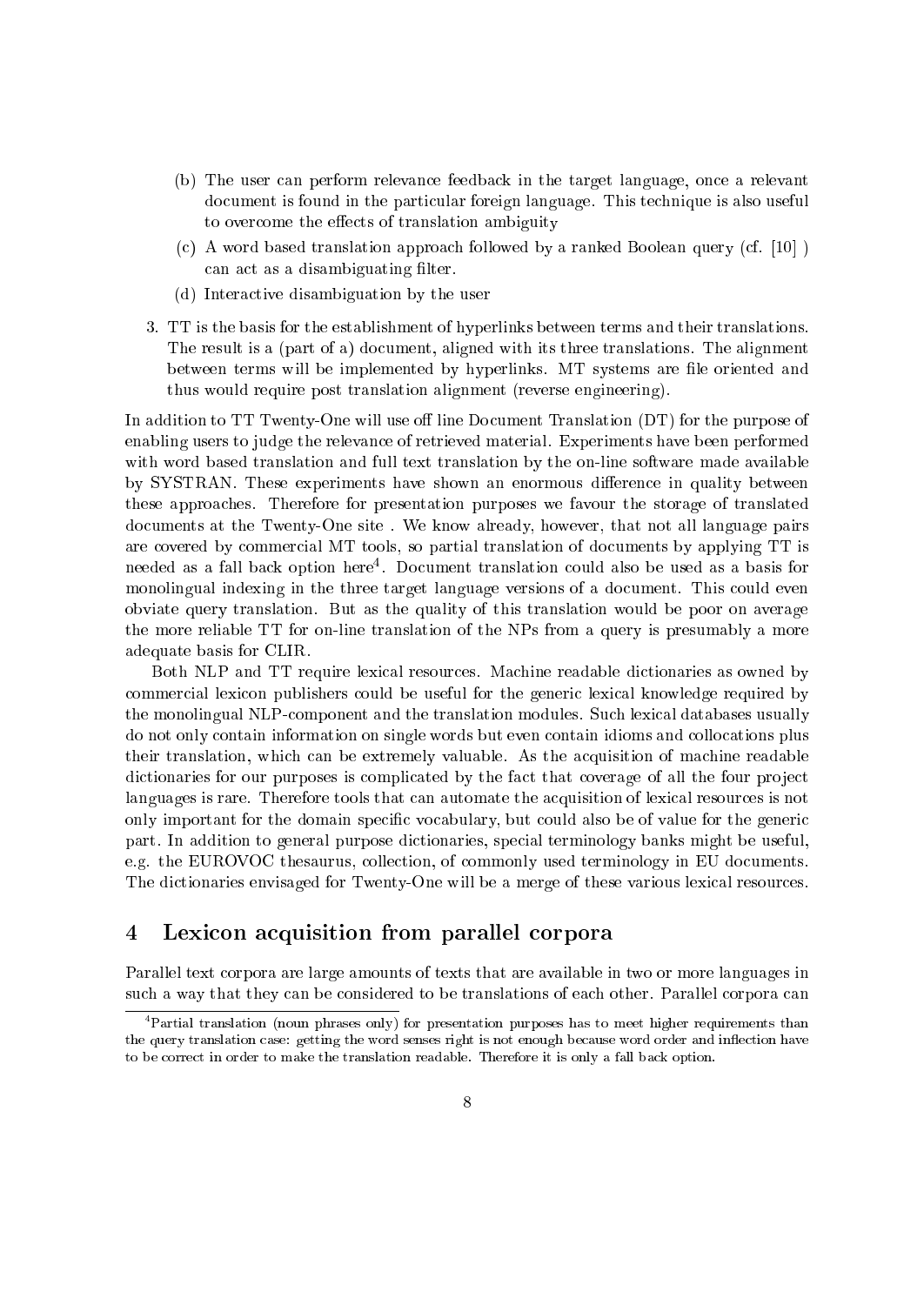(b) The user can perform relevance feedback in the target language, once a relevant document is found in the particular foreign language. This technique is also useful to overcome the effects of translation ambiguity

(c) A word based translation approach followed by a ranked Boolean query (cf. [10] ) can act as a disambiguating filter.

(d) Interactive disambiguation by the user

3. TT is the basis for the establishment of hyperlinks between terms and their translations. The result is a (part of a) document, aligned with its three translations. The alignment between terms will be implemented by hyperlinks. MT systems are file oriented and thus would require post translation alignment (reverse engineering).

In addition to TT Twenty-One will use off line Document Translation (DT) for the purpose of enabling users to judge the relevance of retrieved material. Experiments have been performed with word based translation and full text translation by the on-line software made available by SYSTRAN. These experiments have shown an enormous difference in quality between these approaches. Therefore for presentation purposes we favour the storage of translated documents at the Twenty-One site . We know already, however, that not all language pairs are covered by commercial MT tools, so partial translation of documents by applying TT is needed as a fall back option here[4]. Document translation could also be used as a basis for monolingual indexing in the three target language versions of a document. This could even obviate query translation. But as the quality of this translation would be poor on average the more reliable TT for on-line translation of the NPs from a query is presumably a more adequate basis for CLIR.

Both NLP and TT require lexical resources. Machine readable dictionaries as owned by commercial lexicon publishers could be useful for the generic lexical knowledge required by the monolingual NLP-component and the translation modules. Such lexical databases usually do not only contain information on single words but even contain idioms and collocations plus their translation, which can be extremely valuable. As the acquisition of machine readable dictionaries for our purposes is complicated by the fact that coverage of all the four project languages is rare. Therefore tools that can automate the acquisition of lexical resources is not only important for the domain specific vocabulary, but could also be of value for the generic part. In addition to general purpose dictionaries, special terminology banks might be useful, e.g. the EUROVOC thesaurus, collection, of commonly used terminology in EU documents. The dictionaries envisaged for Twenty-One will be a merge of these various lexical resources.

## 4 Lexicon acquisition from parallel corpora

Parallel text corpora are large amounts of texts that are available in two or more languages in such a way that they can be considered to be translations of each other. Parallel corpora can

[4] Partial translation (noun phrases only) for presentation purposes has to meet higher requirements than the query translation case: getting the word senses right is not enough because word order and inflection have to be correct in order to make the translation readable. Therefore it is only a fall back option.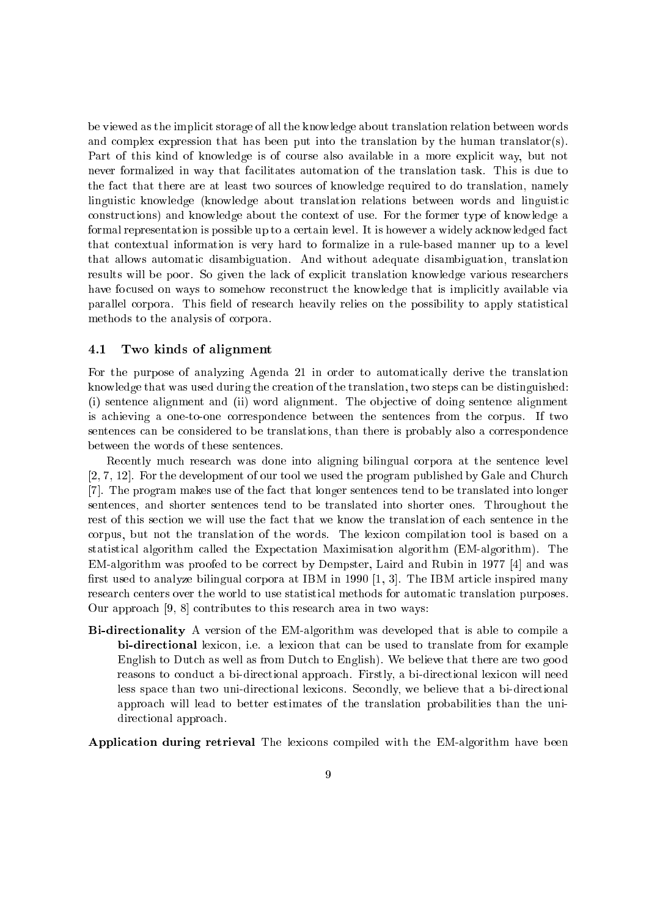be viewed as the implicit storage of all the knowledge about translation relation between words and complex expression that has been put into the translation by the human translator(s). Part of this kind of knowledge is of course also available in a more explicit way, but not never formalized in way that facilitates automation of the translation task. This is due to the fact that there are at least two sources of knowledge required to do translation, namely linguistic knowledge (knowledge about translation relations between words and linguistic constructions) and knowledge about the context of use. For the former type of knowledge a formal representation is possible up to a certain level. It is however a widely acknowledged fact that contextual information is very hard to formalize in a rule-based manner up to a level that allows automatic disambiguation. And without adequate disambiguation, translation results will be poor. So given the lack of explicit translation knowledge various researchers have focused on ways to somehow reconstruct the knowledge that is implicitly available via parallel corpora. This field of research heavily relies on the possibility to apply statistical methods to the analysis of corpora.

### 4.1 Two kinds of alignment

For the purpose of analyzing Agenda 21 in order to automatically derive the translation knowledge that was used during the creation of the translation, two steps can be distinguished: (i) sentence alignment and (ii) word alignment. The objective of doing sentence alignment is achieving a one-to-one correspondence between the sentences from the corpus. If two sentences can be considered to be translations, than there is probably also a correspondence between the words of these sentences.

Recently much research was done into aligning bilingual corpora at the sentence level [2, 7, 12]. For the development of our tool we used the program published by Gale and Church [7]. The program makes use of the fact that longer sentences tend to be translated into longer sentences, and shorter sentences tend to be translated into shorter ones. Throughout the rest of this section we will use the fact that we know the translation of each sentence in the corpus, but not the translation of the words. The lexicon compilation tool is based on a statistical algorithm called the Expectation Maximisation algorithm (EM-algorithm). The EM-algorithm was proofed to be correct by Dempster, Laird and Rubin in 1977 [4] and was first used to analyze bilingual corpora at IBM in 1990 [1, 3]. The IBM article inspired many research centers over the world to use statistical methods for automatic translation purposes. Our approach [9, 8] contributes to this research area in two ways:

**Bi-directionality** A version of the EM-algorithm was developed that is able to compile a **bi-directional** lexicon, i.e. a lexicon that can be used to translate from for example English to Dutch as well as from Dutch to English). We believe that there are two good reasons to conduct a bi-directional approach. Firstly, a bi-directional lexicon will need less space than two uni-directional lexicons. Secondly, we believe that a bi-directional approach will lead to better estimates of the translation probabilities than the uni-directional approach.

**Application during retrieval** The lexicons compiled with the EM-algorithm have been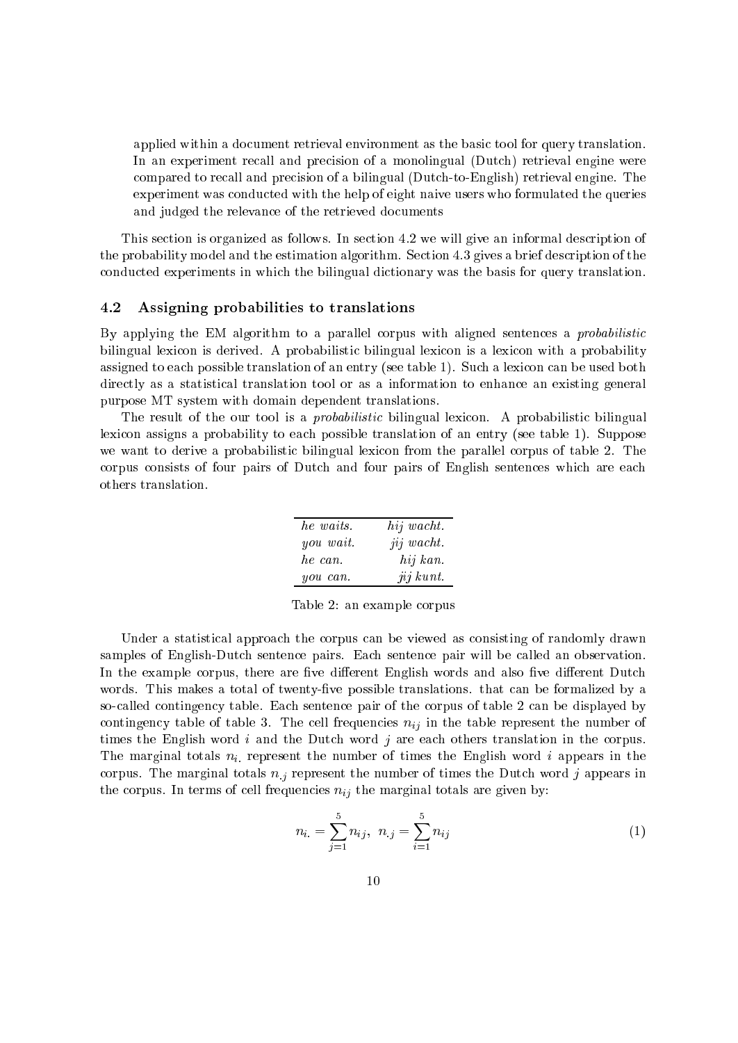applied within a document retrieval environment as the basic tool for query translation. In an experiment recall and precision of a monolingual (Dutch) retrieval engine were compared to recall and precision of a bilingual (Dutch-to-English) retrieval engine. The experiment was conducted with the help of eight naive users who formulated the queries and judged the relevance of the retrieved documents

This section is organized as follows. In section 4.2 we will give an informal description of the probability model and the estimation algorithm. Section 4.3 gives a brief description of the conducted experiments in which the bilingual dictionary was the basis for query translation.

### 4.2 Assigning probabilities to translations

By applying the EM algorithm to a parallel corpus with aligned sentences a *probabilistic* bilingual lexicon is derived. A probabilistic bilingual lexicon is a lexicon with a probability assigned to each possible translation of an entry (see table 1). Such a lexicon can be used both directly as a statistical translation tool or as a information to enhance an existing general purpose MT system with domain dependent translations.

The result of the our tool is a *probabilistic* bilingual lexicon. A probabilistic bilingual lexicon assigns a probability to each possible translation of an entry (see table 1). Suppose we want to derive a probabilistic bilingual lexicon from the parallel corpus of table 2. The corpus consists of four pairs of Dutch and four pairs of English sentences which are each others translation.

| | |
|---|---|
| *he waits.* | *hij wacht.* |
| *you wait.* | *jij wacht.* |
| *he can.* | *hij kan.* |
| *you can.* | *jij kunt.* |

Table 2: an example corpus

Under a statistical approach the corpus can be viewed as consisting of randomly drawn samples of English-Dutch sentence pairs. Each sentence pair will be called an observation. In the example corpus, there are five different English words and also five different Dutch words. This makes a total of twenty-five possible translations. that can be formalized by a so-called contingency table. Each sentence pair of the corpus of table 2 can be displayed by contingency table of table 3. The cell frequencies $n_{ij}$ in the table represent the number of times the English word $i$ and the Dutch word $j$ are each others translation in the corpus. The marginal totals $n_{i.}$ represent the number of times the English word $i$ appears in the corpus. The marginal totals $n_{.j}$ represent the number of times the Dutch word $j$ appears in the corpus. In terms of cell frequencies $n_{ij}$ the marginal totals are given by:

$$n_{i.} = \sum_{j=1}^{5} n_{ij}, \;\; n_{.j} = \sum_{i=1}^{5} n_{ij} \tag{1}$$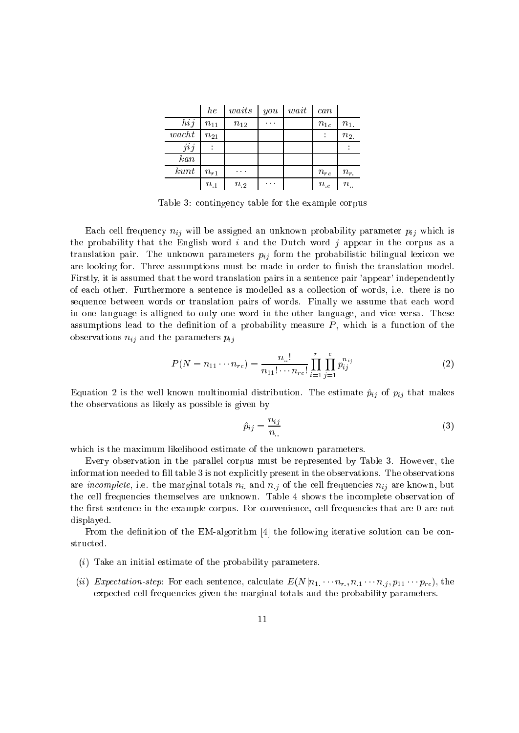| | *he* | *waits* | *you* | *wait* | *can* | |
|---|---|---|---|---|---|---|
| *hij* | $n_{11}$ | $n_{12}$ | $\cdots$ | | $n_{1c}$ | $n_{1.}$ |
| *wacht* | $n_{21}$ | | | | $\vdots$ | $n_{2.}$ |
| *jij* | $\vdots$ | | | | | $\vdots$ |
| *kan* | | | | | | |
| *kunt* | $n_{r1}$ | $\cdots$ | | | $n_{rc}$ | $n_{r.}$ |
| | $n_{.1}$ | $n_{.2}$ | $\cdots$ | | $n_{.c}$ | $n_{..}$ |

Table 3: contingency table for the example corpus

Each cell frequency $n_{ij}$ will be assigned an unknown probability parameter $p_{ij}$ which is the probability that the English word $i$ and the Dutch word $j$ appear in the corpus as a translation pair. The unknown parameters $p_{ij}$ form the probabilistic bilingual lexicon we are looking for. Three assumptions must be made in order to finish the translation model. Firstly, it is assumed that the word translation pairs in a sentence pair 'appear' independently of each other. Furthermore a sentence is modelled as a collection of words, i.e. there is no sequence between words or translation pairs of words. Finally we assume that each word in one language is alligned to only one word in the other language, and vice versa. These assumptions lead to the definition of a probability measure $P$, which is a function of the observations $n_{ij}$ and the parameters $p_{ij}$

$$P(N = n_{11} \cdots n_{rc}) = \frac{n_{..}!}{n_{11}! \cdots n_{rc}!} \prod_{i=1}^{r} \prod_{j=1}^{c} p_{ij}^{n_{ij}} \tag{2}$$

Equation 2 is the well known multinomial distribution. The estimate $\hat{p}_{ij}$ of $p_{ij}$ that makes the observations as likely as possible is given by

$$\hat{p}_{ij} = \frac{n_{ij}}{n_{..}} \tag{3}$$

which is the maximum likelihood estimate of the unknown parameters.

Every observation in the parallel corpus must be represented by Table 3. However, the information needed to fill table 3 is not explicitly present in the observations. The observations are *incomplete*, i.e. the marginal totals $n_{i.}$ and $n_{.j}$ of the cell frequencies $n_{ij}$ are known, but the cell frequencies themselves are unknown. Table 4 shows the incomplete observation of the first sentence in the example corpus. For convenience, cell frequencies that are 0 are not displayed.

From the definition of the EM-algorithm [4] the following iterative solution can be constructed.

- ($i$) Take an initial estimate of the probability parameters.
- ($ii$) *Expectation-step*: For each sentence, calculate $E(N|n_{1.} \cdots n_{r.}, n_{.1} \cdots n_{.j}, p_{11} \cdots p_{rc})$, the expected cell frequencies given the marginal totals and the probability parameters.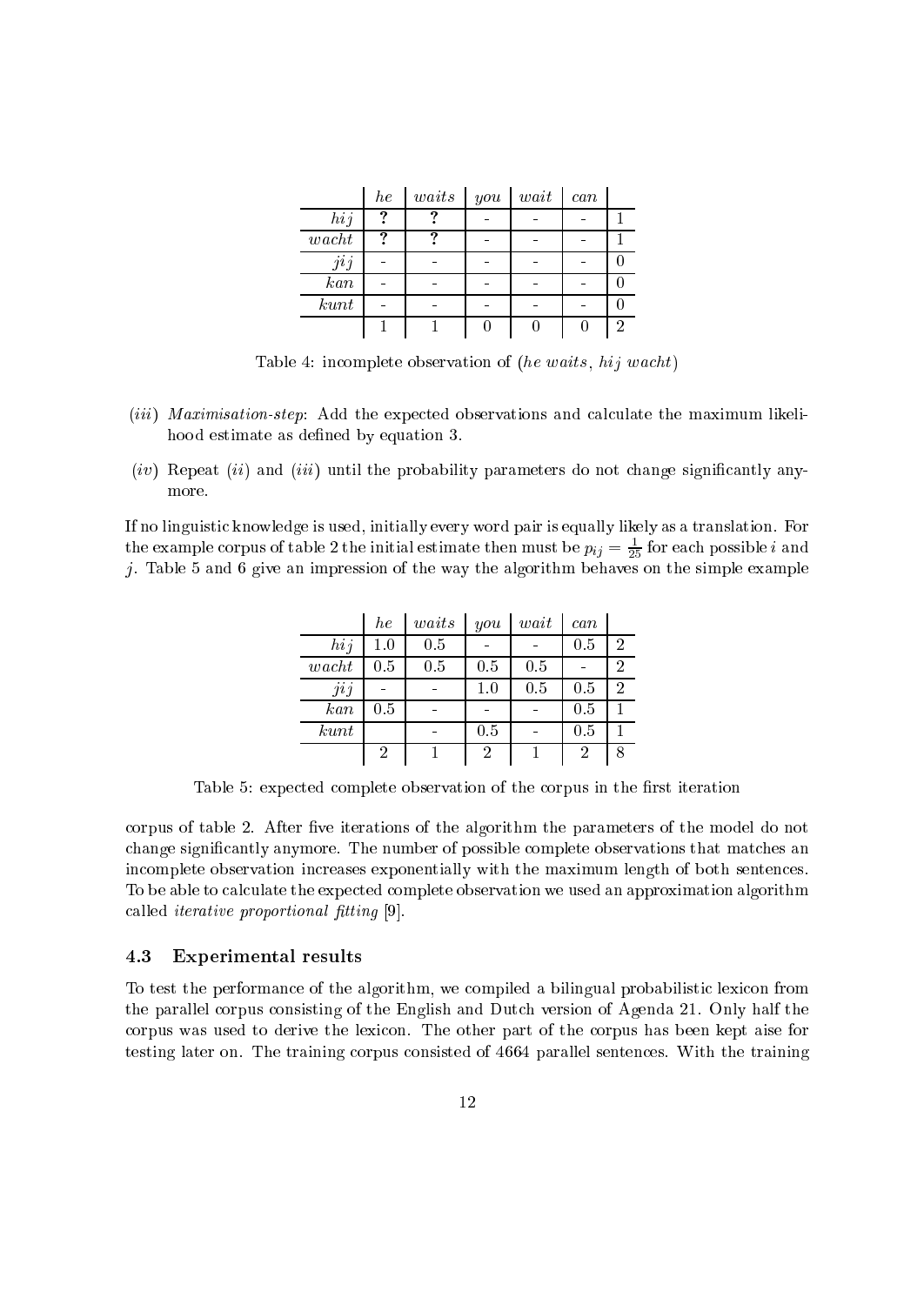|  | *he* | *waits* | *you* | *wait* | *can* |  |
|---|---|---|---|---|---|---|
| *hij* | **?** | **?** | - | - | - | 1 |
| *wacht* | **?** | **?** | - | - | - | 1 |
| *jij* | - | - | - | - | - | 0 |
| *kan* | - | - | - | - | - | 0 |
| *kunt* | - | - | - | - | - | 0 |
|  | 1 | 1 | 0 | 0 | 0 | 2 |

Table 4: incomplete observation of (*he waits*, *hij wacht*)

(*iii*) *Maximisation-step*: Add the expected observations and calculate the maximum likelihood estimate as defined by equation 3.

(*iv*) Repeat (*ii*) and (*iii*) until the probability parameters do not change significantly anymore.

If no linguistic knowledge is used, initially every word pair is equally likely as a translation. For the example corpus of table 2 the initial estimate then must be $p_{ij} = \frac{1}{25}$ for each possible $i$ and $j$. Table 5 and 6 give an impression of the way the algorithm behaves on the simple example corpus of table 2. After five iterations of the algorithm the parameters of the model do not change significantly anymore. The number of possible complete observations that matches an incomplete observation increases exponentially with the maximum length of both sentences. To be able to calculate the expected complete observation we used an approximation algorithm called *iterative proportional fitting* [9].

|  | *he* | *waits* | *you* | *wait* | *can* |  |
|---|---|---|---|---|---|---|
| *hij* | 1.0 | 0.5 | - | - | 0.5 | 2 |
| *wacht* | 0.5 | 0.5 | 0.5 | 0.5 | - | 2 |
| *jij* | - | - | 1.0 | 0.5 | 0.5 | 2 |
| *kan* | 0.5 | - | - | - | 0.5 | 1 |
| *kunt* |  | - | 0.5 | - | 0.5 | 1 |
|  | 2 | 1 | 2 | 1 | 2 | 8 |

Table 5: expected complete observation of the corpus in the first iteration

### 4.3 Experimental results

To test the performance of the algorithm, we compiled a bilingual probabilistic lexicon from the parallel corpus consisting of the English and Dutch version of Agenda 21. Only half the corpus was used to derive the lexicon. The other part of the corpus has been kept aise for testing later on. The training corpus consisted of 4664 parallel sentences. With the training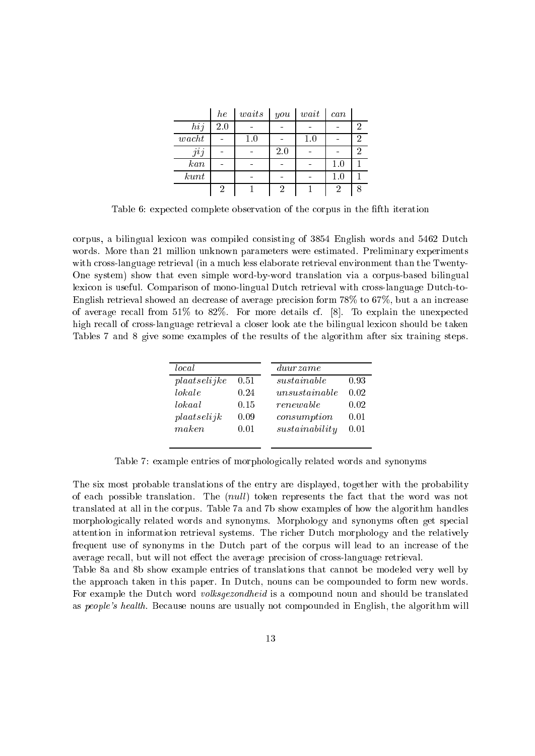| | *he* | *waits* | *you* | *wait* | *can* | |
|---|---|---|---|---|---|---|
| *hij* | 2.0 | - | - | - | - | 2 |
| *wacht* | - | 1.0 | - | 1.0 | - | 2 |
| *jij* | - | - | 2.0 | - | - | 2 |
| *kan* | - | - | - | - | 1.0 | 1 |
| *kunt* | | - | - | - | 1.0 | 1 |
| | 2 | 1 | 2 | 1 | 2 | 8 |

Table 6: expected complete observation of the corpus in the fifth iteration

corpus, a bilingual lexicon was compiled consisting of 3854 English words and 5462 Dutch words. More than 21 million unknown parameters were estimated. Preliminary experiments with cross-language retrieval (in a much less elaborate retrieval environment than the Twenty-One system) show that even simple word-by-word translation via a corpus-based bilingual lexicon is useful. Comparison of mono-lingual Dutch retrieval with cross-language Dutch-to-English retrieval showed an decrease of average precision form 78% to 67%, but a an increase of average recall from 51% to 82%. For more details cf. [8]. To explain the unexpected high recall of cross-language retrieval a closer look ate the bilingual lexicon should be taken Tables 7 and 8 give some examples of the results of the algorithm after six training steps.

| *local* | |
|---|---|
| *plaatselijke* | 0.51 |
| *lokale* | 0.24 |
| *lokaal* | 0.15 |
| *plaatselijk* | 0.09 |
| *maken* | 0.01 |

| *duurzame* | |
|---|---|
| *sustainable* | 0.93 |
| *unsustainable* | 0.02 |
| *renewable* | 0.02 |
| *consumption* | 0.01 |
| *sustainability* | 0.01 |

Table 7: example entries of morphologically related words and synonyms

The six most probable translations of the entry are displayed, together with the probability of each possible translation. The (*null*) token represents the fact that the word was not translated at all in the corpus. Table 7a and 7b show examples of how the algorithm handles morphologically related words and synonyms. Morphology and synonyms often get special attention in information retrieval systems. The richer Dutch morphology and the relatively frequent use of synonyms in the Dutch part of the corpus will lead to an increase of the average recall, but will not effect the average precision of cross-language retrieval.

Table 8a and 8b show example entries of translations that cannot be modeled very well by the approach taken in this paper. In Dutch, nouns can be compounded to form new words. For example the Dutch word *volksgezondheid* is a compound noun and should be translated as *people's health*. Because nouns are usually not compounded in English, the algorithm will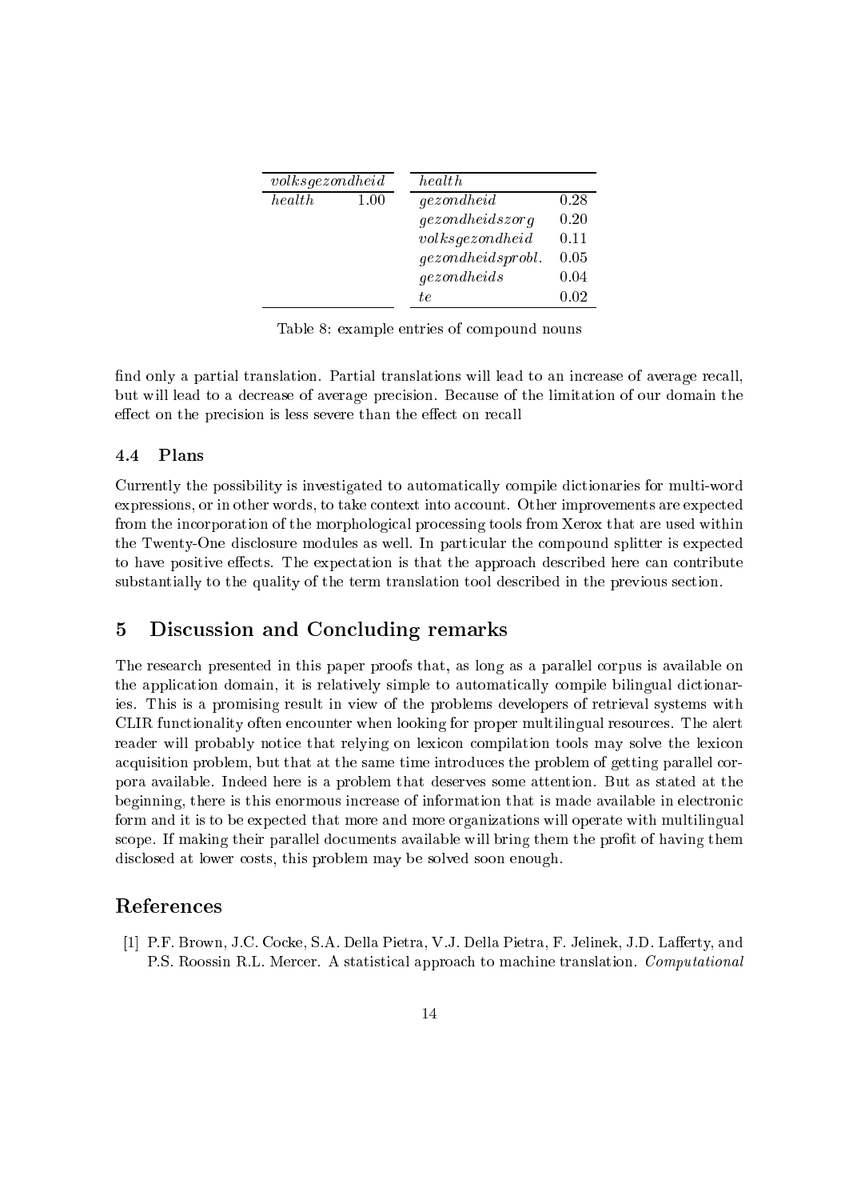| *volksgezondheid* | | *health* | |
|---|---|---|---|
| *health* | 1.00 | *gezondheid* | 0.28 |
| | | *gezondheidszorg* | 0.20 |
| | | *volksgezondheid* | 0.11 |
| | | *gezondheidsprobl.* | 0.05 |
| | | *gezondheids* | 0.04 |
| | | *te* | 0.02 |

Table 8: example entries of compound nouns

find only a partial translation. Partial translations will lead to an increase of average recall, but will lead to a decrease of average precision. Because of the limitation of our domain the effect on the precision is less severe than the effect on recall

### 4.4 Plans

Currently the possibility is investigated to automatically compile dictionaries for multi-word expressions, or in other words, to take context into account. Other improvements are expected from the incorporation of the morphological processing tools from Xerox that are used within the Twenty-One disclosure modules as well. In particular the compound splitter is expected to have positive effects. The expectation is that the approach described here can contribute substantially to the quality of the term translation tool described in the previous section.

## 5 Discussion and Concluding remarks

The research presented in this paper proofs that, as long as a parallel corpus is available on the application domain, it is relatively simple to automatically compile bilingual dictionaries. This is a promising result in view of the problems developers of retrieval systems with CLIR functionality often encounter when looking for proper multilingual resources. The alert reader will probably notice that relying on lexicon compilation tools may solve the lexicon acquisition problem, but that at the same time introduces the problem of getting parallel corpora available. Indeed here is a problem that deserves some attention. But as stated at the beginning, there is this enormous increase of information that is made available in electronic form and it is to be expected that more and more organizations will operate with multilingual scope. If making their parallel documents available will bring them the profit of having them disclosed at lower costs, this problem may be solved soon enough.

## References

[1] P.F. Brown, J.C. Cocke, S.A. Della Pietra, V.J. Della Pietra, F. Jelinek, J.D. Lafferty, and P.S. Roossin R.L. Mercer. A statistical approach to machine translation. *Computational*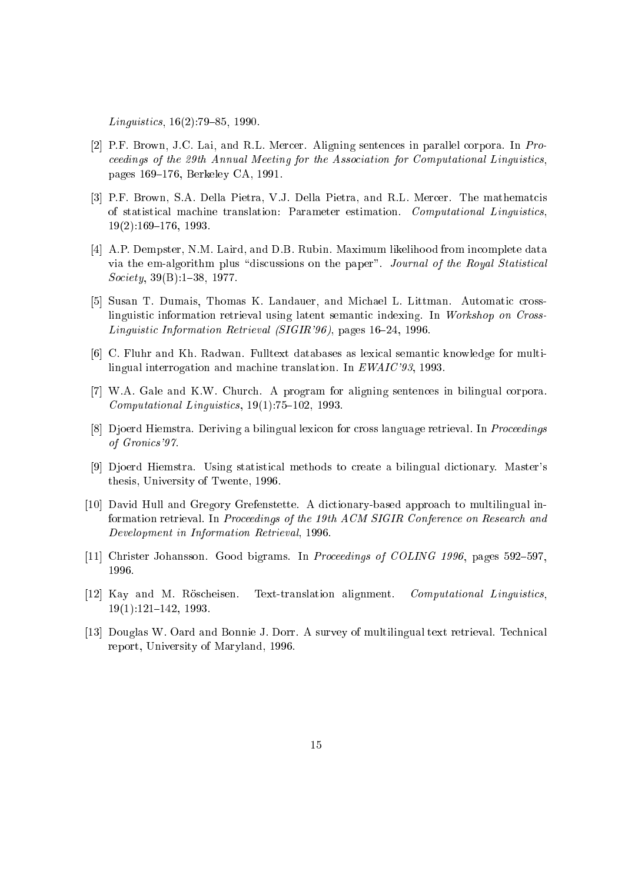*Linguistics*, 16(2):79–85, 1990.

[2] P.F. Brown, J.C. Lai, and R.L. Mercer. Aligning sentences in parallel corpora. In *Proceedings of the 29th Annual Meeting for the Association for Computational Linguistics*, pages 169–176, Berkeley CA, 1991.

[3] P.F. Brown, S.A. Della Pietra, V.J. Della Pietra, and R.L. Mercer. The mathematcis of statistical machine translation: Parameter estimation. *Computational Linguistics*, 19(2):169–176, 1993.

[4] A.P. Dempster, N.M. Laird, and D.B. Rubin. Maximum likelihood from incomplete data via the em-algorithm plus "discussions on the paper". *Journal of the Royal Statistical Society*, 39(B):1–38, 1977.

[5] Susan T. Dumais, Thomas K. Landauer, and Michael L. Littman. Automatic cross-linguistic information retrieval using latent semantic indexing. In *Workshop on Cross-Linguistic Information Retrieval (SIGIR'96)*, pages 16–24, 1996.

[6] C. Fluhr and Kh. Radwan. Fulltext databases as lexical semantic knowledge for multilingual interrogation and machine translation. In *EWAIC'93*, 1993.

[7] W.A. Gale and K.W. Church. A program for aligning sentences in bilingual corpora. *Computational Linguistics*, 19(1):75–102, 1993.

[8] Djoerd Hiemstra. Deriving a bilingual lexicon for cross language retrieval. In *Proceedings of Gronics'97*.

[9] Djoerd Hiemstra. Using statistical methods to create a bilingual dictionary. Master's thesis, University of Twente, 1996.

[10] David Hull and Gregory Grefenstette. A dictionary-based approach to multilingual information retrieval. In *Proceedings of the 19th ACM SIGIR Conference on Research and Development in Information Retrieval*, 1996.

[11] Christer Johansson. Good bigrams. In *Proceedings of COLING 1996*, pages 592–597, 1996.

[12] Kay and M. Röscheisen. Text-translation alignment. *Computational Linguistics*, 19(1):121–142, 1993.

[13] Douglas W. Oard and Bonnie J. Dorr. A survey of multilingual text retrieval. Technical report, University of Maryland, 1996.